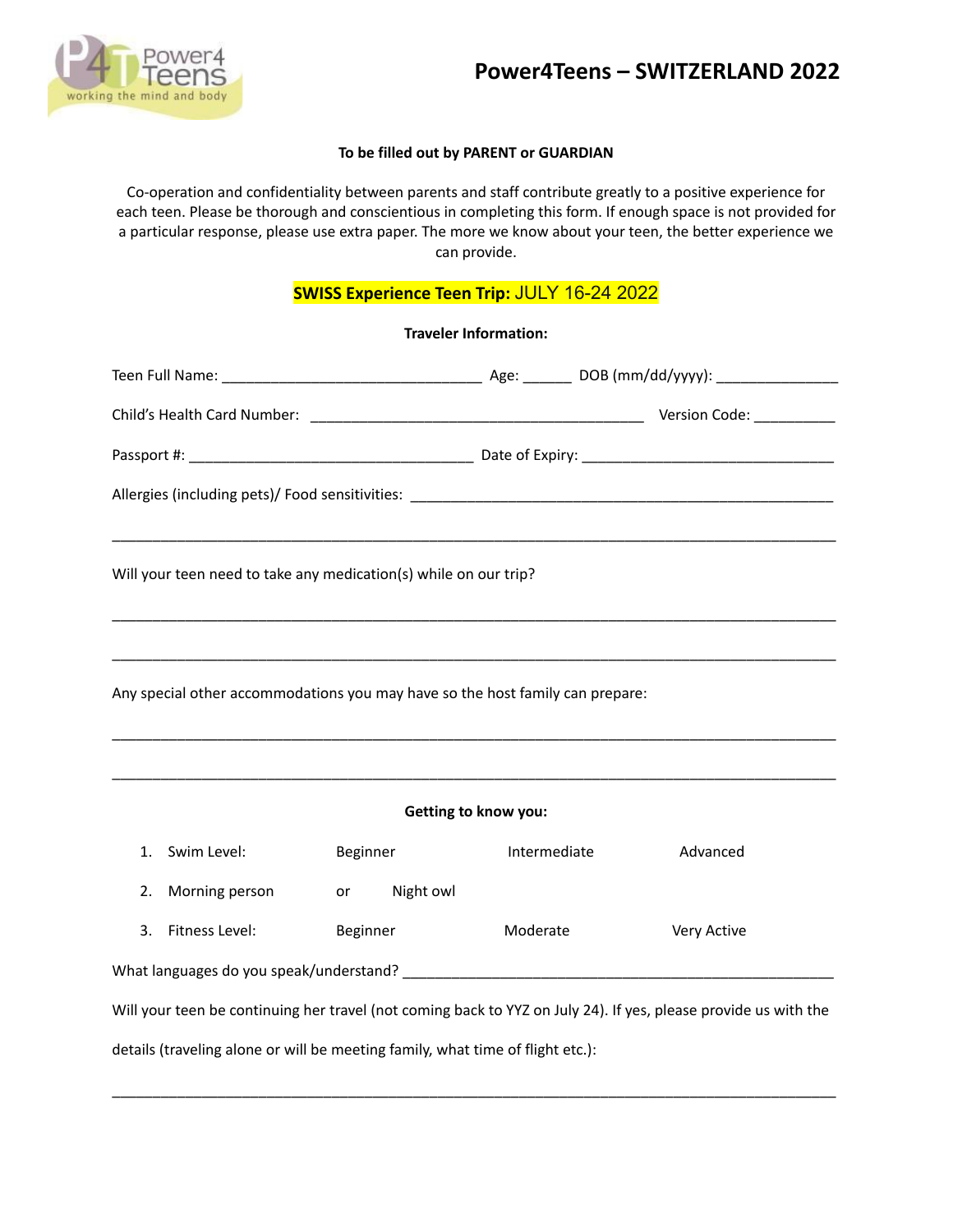# Power4Teens – SWITZERLAND 2022

**To be filled out by PARENT or GUARDIAN**

Co-operation and confidentiality between parents and staff contribute greatly to a positive experience for each teen. Please be thorough and conscientious in completing this form. If enough space is not provided for a particular response, please use extra paper. The more we know about your teen, the better experience we can provide.

**SWISS Experience Teen Trip:** JULY 16-24 2022

**Traveler Information:**

Teen Full Name: ________________________________ Age: ______ DOB (mm/dd/yyyy): _______________

Child's Health Card Number: _________________________________________ Version Code: __________

Passport #: ___________________________________ Date of Expiry: _______________________________

Allergies (including pets)/ Food sensitivities: _____________________________________________________

___________________________________________________________________________________________

Will your teen need to take any medication(s) while on our trip?

___________________________________________________________________________________________

___________________________________________________________________________________________

Any special other accommodations you may have so the host family can prepare:

___________________________________________________________________________________________

___________________________________________________________________________________________

**Getting to know you:**

1. Swim Level: Beginner Intermediate Advanced
2. Morning person or Night owl
3. Fitness Level: Beginner Moderate Very Active

What languages do you speak/understand? ______________________________________________________

Will your teen be continuing her travel (not coming back to YYZ on July 24). If yes, please provide us with the details (traveling alone or will be meeting family, what time of flight etc.):

___________________________________________________________________________________________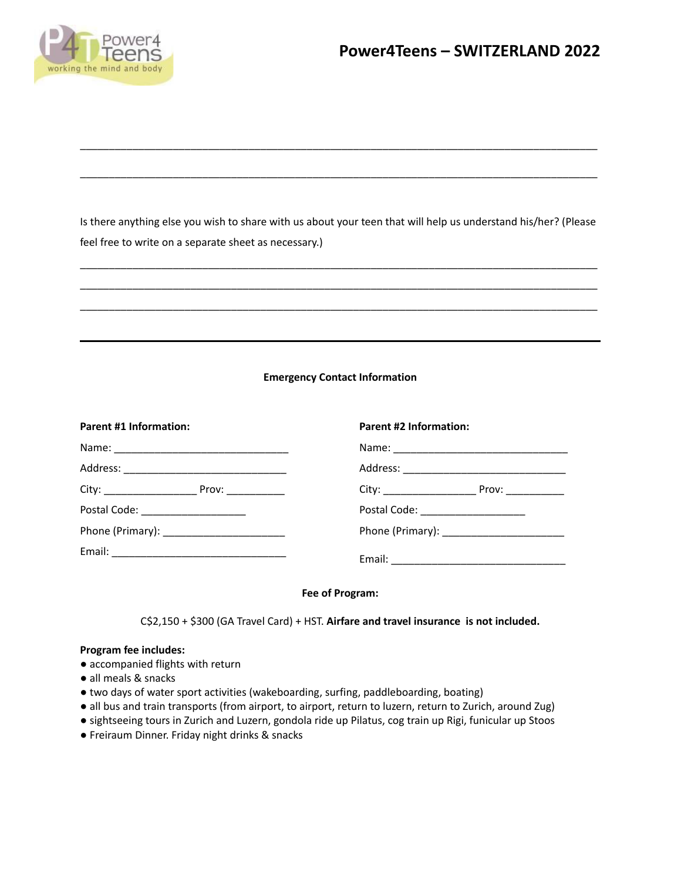\_\_\_\_\_\_\_\_\_\_\_\_\_\_\_\_\_\_\_\_\_\_\_\_\_\_\_\_\_\_\_\_\_\_\_\_\_\_\_\_\_\_\_\_\_\_\_\_\_\_\_\_\_\_\_\_\_\_\_\_\_\_\_\_\_\_\_\_\_\_\_\_\_\_\_\_\_\_

\_\_\_\_\_\_\_\_\_\_\_\_\_\_\_\_\_\_\_\_\_\_\_\_\_\_\_\_\_\_\_\_\_\_\_\_\_\_\_\_\_\_\_\_\_\_\_\_\_\_\_\_\_\_\_\_\_\_\_\_\_\_\_\_\_\_\_\_\_\_\_\_\_\_\_\_\_\_

Is there anything else you wish to share with us about your teen that will help us understand his/her? (Please feel free to write on a separate sheet as necessary.)

\_\_\_\_\_\_\_\_\_\_\_\_\_\_\_\_\_\_\_\_\_\_\_\_\_\_\_\_\_\_\_\_\_\_\_\_\_\_\_\_\_\_\_\_\_\_\_\_\_\_\_\_\_\_\_\_\_\_\_\_\_\_\_\_\_\_\_\_\_\_\_\_\_\_\_\_\_\_

\_\_\_\_\_\_\_\_\_\_\_\_\_\_\_\_\_\_\_\_\_\_\_\_\_\_\_\_\_\_\_\_\_\_\_\_\_\_\_\_\_\_\_\_\_\_\_\_\_\_\_\_\_\_\_\_\_\_\_\_\_\_\_\_\_\_\_\_\_\_\_\_\_\_\_\_\_\_

\_\_\_\_\_\_\_\_\_\_\_\_\_\_\_\_\_\_\_\_\_\_\_\_\_\_\_\_\_\_\_\_\_\_\_\_\_\_\_\_\_\_\_\_\_\_\_\_\_\_\_\_\_\_\_\_\_\_\_\_\_\_\_\_\_\_\_\_\_\_\_\_\_\_\_\_\_\_

---

**Emergency Contact Information**

**Parent #1 Information:**

Name: \_\_\_\_\_\_\_\_\_\_\_\_\_\_\_\_\_\_\_\_\_\_\_\_\_\_\_\_\_\_

Address: \_\_\_\_\_\_\_\_\_\_\_\_\_\_\_\_\_\_\_\_\_\_\_\_\_\_\_\_

City: \_\_\_\_\_\_\_\_\_\_\_\_\_\_\_\_ Prov: \_\_\_\_\_\_\_\_\_\_

Postal Code: \_\_\_\_\_\_\_\_\_\_\_\_\_\_\_\_\_\_

Phone (Primary): \_\_\_\_\_\_\_\_\_\_\_\_\_\_\_\_\_\_\_\_\_

Email: \_\_\_\_\_\_\_\_\_\_\_\_\_\_\_\_\_\_\_\_\_\_\_\_\_\_\_\_\_\_

**Parent #2 Information:**

Name: \_\_\_\_\_\_\_\_\_\_\_\_\_\_\_\_\_\_\_\_\_\_\_\_\_\_\_\_\_\_

Address: \_\_\_\_\_\_\_\_\_\_\_\_\_\_\_\_\_\_\_\_\_\_\_\_\_\_\_\_

City: \_\_\_\_\_\_\_\_\_\_\_\_\_\_\_\_ Prov: \_\_\_\_\_\_\_\_\_\_

Postal Code: \_\_\_\_\_\_\_\_\_\_\_\_\_\_\_\_\_\_

Phone (Primary): \_\_\_\_\_\_\_\_\_\_\_\_\_\_\_\_\_\_\_\_\_

Email: \_\_\_\_\_\_\_\_\_\_\_\_\_\_\_\_\_\_\_\_\_\_\_\_\_\_\_\_\_\_

**Fee of Program:**

C$2,150 + $300 (GA Travel Card) + HST. **Airfare and travel insurance is not included.**

**Program fee includes:**

- accompanied flights with return
- all meals & snacks
- two days of water sport activities (wakeboarding, surfing, paddleboarding, boating)
- all bus and train transports (from airport, to airport, return to luzern, return to Zurich, around Zug)
- sightseeing tours in Zurich and Luzern, gondola ride up Pilatus, cog train up Rigi, funicular up Stoos
- Freiraum Dinner. Friday night drinks & snacks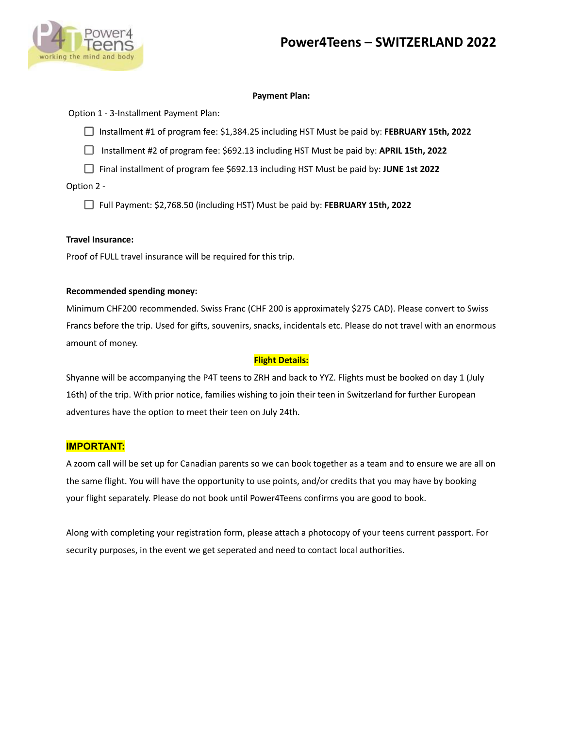# Power4Teens – SWITZERLAND 2022

**Payment Plan:**

Option 1 - 3-Installment Payment Plan:

- ☐ Installment #1 of program fee: $1,384.25 including HST Must be paid by: **FEBRUARY 15th, 2022**
- ☐ Installment #2 of program fee: $692.13 including HST Must be paid by: **APRIL 15th, 2022**
- ☐ Final installment of program fee $692.13 including HST Must be paid by: **JUNE 1st 2022**

Option 2 -

- ☐ Full Payment: $2,768.50 (including HST) Must be paid by: **FEBRUARY 15th, 2022**

**Travel Insurance:**

Proof of FULL travel insurance will be required for this trip.

**Recommended spending money:**

Minimum CHF200 recommended. Swiss Franc (CHF 200 is approximately $275 CAD). Please convert to Swiss Francs before the trip. Used for gifts, souvenirs, snacks, incidentals etc. Please do not travel with an enormous amount of money.

**Flight Details:**

Shyanne will be accompanying the P4T teens to ZRH and back to YYZ. Flights must be booked on day 1 (July 16th) of the trip. With prior notice, families wishing to join their teen in Switzerland for further European adventures have the option to meet their teen on July 24th.

**IMPORTANT:**

A zoom call will be set up for Canadian parents so we can book together as a team and to ensure we are all on the same flight. You will have the opportunity to use points, and/or credits that you may have by booking your flight separately. Please do not book until Power4Teens confirms you are good to book.

Along with completing your registration form, please attach a photocopy of your teens current passport. For security purposes, in the event we get seperated and need to contact local authorities.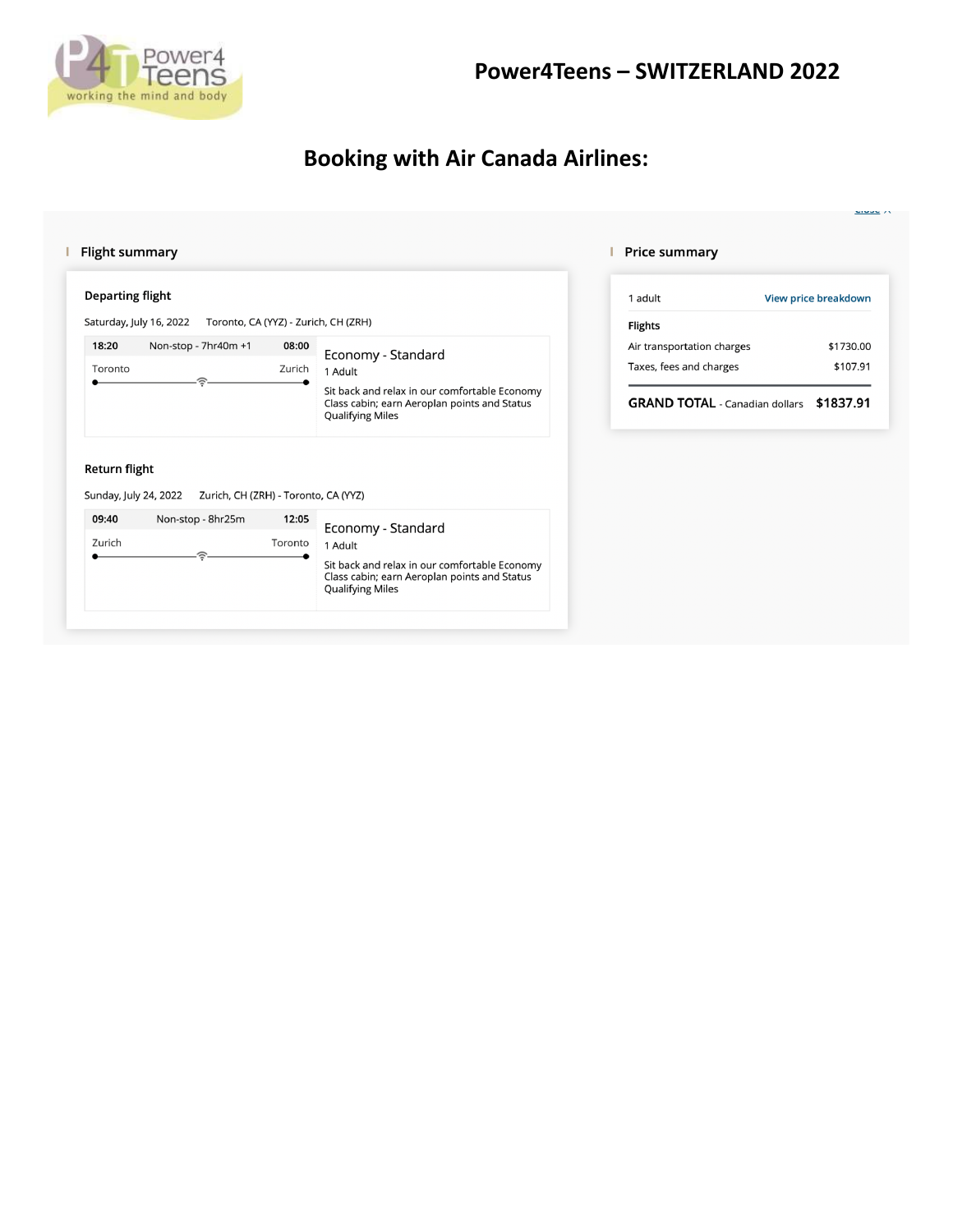Power4Teens
working the mind and body

# Power4Teens – SWITZERLAND 2022

## Booking with Air Canada Airlines:

### Flight summary

**Departing flight**

Saturday, July 16, 2022 Toronto, CA (YYZ) - Zurich, CH (ZRH)

| 18:20 | Non-stop - 7hr40m +1 | 08:00 |
|---|---|---|
| Toronto | | Zurich |

Economy - Standard
1 Adult

Sit back and relax in our comfortable Economy Class cabin; earn Aeroplan points and Status Qualifying Miles

**Return flight**

Sunday, July 24, 2022 Zurich, CH (ZRH) - Toronto, CA (YYZ)

| 09:40 | Non-stop - 8hr25m | 12:05 |
|---|---|---|
| Zurich | | Toronto |

Economy - Standard
1 Adult

Sit back and relax in our comfortable Economy Class cabin; earn Aeroplan points and Status Qualifying Miles

### Price summary

1 adult View price breakdown

**Flights**

| | |
|---|---|
| Air transportation charges | $1730.00 |
| Taxes, fees and charges | $107.91 |
| **GRAND TOTAL** - Canadian dollars | **$1837.91** |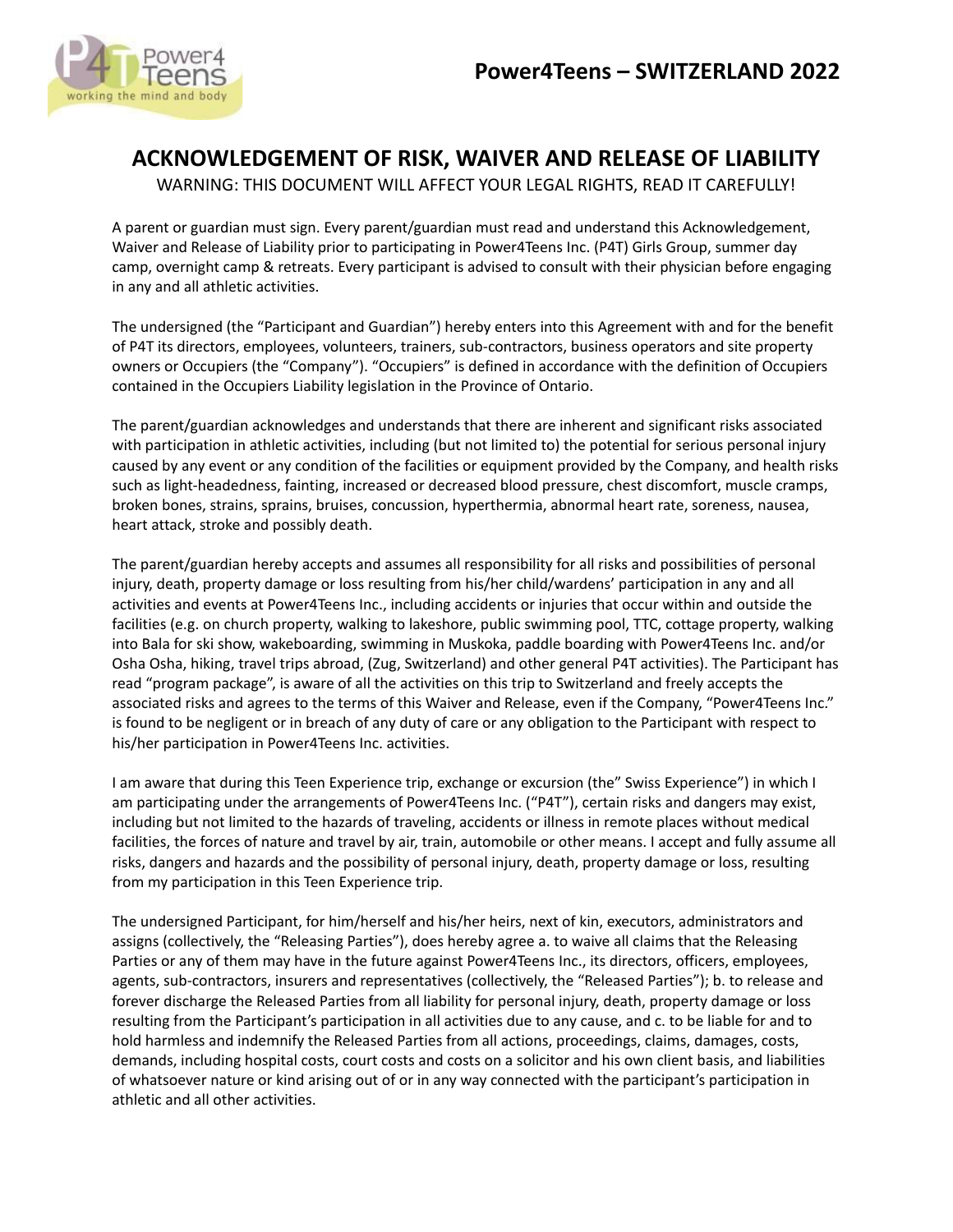# Power4Teens – SWITZERLAND 2022

## ACKNOWLEDGEMENT OF RISK, WAIVER AND RELEASE OF LIABILITY

WARNING: THIS DOCUMENT WILL AFFECT YOUR LEGAL RIGHTS, READ IT CAREFULLY!

A parent or guardian must sign. Every parent/guardian must read and understand this Acknowledgement, Waiver and Release of Liability prior to participating in Power4Teens Inc. (P4T) Girls Group, summer day camp, overnight camp & retreats. Every participant is advised to consult with their physician before engaging in any and all athletic activities.

The undersigned (the "Participant and Guardian") hereby enters into this Agreement with and for the benefit of P4T its directors, employees, volunteers, trainers, sub-contractors, business operators and site property owners or Occupiers (the "Company"). "Occupiers" is defined in accordance with the definition of Occupiers contained in the Occupiers Liability legislation in the Province of Ontario.

The parent/guardian acknowledges and understands that there are inherent and significant risks associated with participation in athletic activities, including (but not limited to) the potential for serious personal injury caused by any event or any condition of the facilities or equipment provided by the Company, and health risks such as light-headedness, fainting, increased or decreased blood pressure, chest discomfort, muscle cramps, broken bones, strains, sprains, bruises, concussion, hyperthermia, abnormal heart rate, soreness, nausea, heart attack, stroke and possibly death.

The parent/guardian hereby accepts and assumes all responsibility for all risks and possibilities of personal injury, death, property damage or loss resulting from his/her child/wardens' participation in any and all activities and events at Power4Teens Inc., including accidents or injuries that occur within and outside the facilities (e.g. on church property, walking to lakeshore, public swimming pool, TTC, cottage property, walking into Bala for ski show, wakeboarding, swimming in Muskoka, paddle boarding with Power4Teens Inc. and/or Osha Osha, hiking, travel trips abroad, (Zug, Switzerland) and other general P4T activities). The Participant has read "program package", is aware of all the activities on this trip to Switzerland and freely accepts the associated risks and agrees to the terms of this Waiver and Release, even if the Company, "Power4Teens Inc." is found to be negligent or in breach of any duty of care or any obligation to the Participant with respect to his/her participation in Power4Teens Inc. activities.

I am aware that during this Teen Experience trip, exchange or excursion (the" Swiss Experience") in which I am participating under the arrangements of Power4Teens Inc. ("P4T"), certain risks and dangers may exist, including but not limited to the hazards of traveling, accidents or illness in remote places without medical facilities, the forces of nature and travel by air, train, automobile or other means. I accept and fully assume all risks, dangers and hazards and the possibility of personal injury, death, property damage or loss, resulting from my participation in this Teen Experience trip.

The undersigned Participant, for him/herself and his/her heirs, next of kin, executors, administrators and assigns (collectively, the "Releasing Parties"), does hereby agree a. to waive all claims that the Releasing Parties or any of them may have in the future against Power4Teens Inc., its directors, officers, employees, agents, sub-contractors, insurers and representatives (collectively, the "Released Parties"); b. to release and forever discharge the Released Parties from all liability for personal injury, death, property damage or loss resulting from the Participant's participation in all activities due to any cause, and c. to be liable for and to hold harmless and indemnify the Released Parties from all actions, proceedings, claims, damages, costs, demands, including hospital costs, court costs and costs on a solicitor and his own client basis, and liabilities of whatsoever nature or kind arising out of or in any way connected with the participant's participation in athletic and all other activities.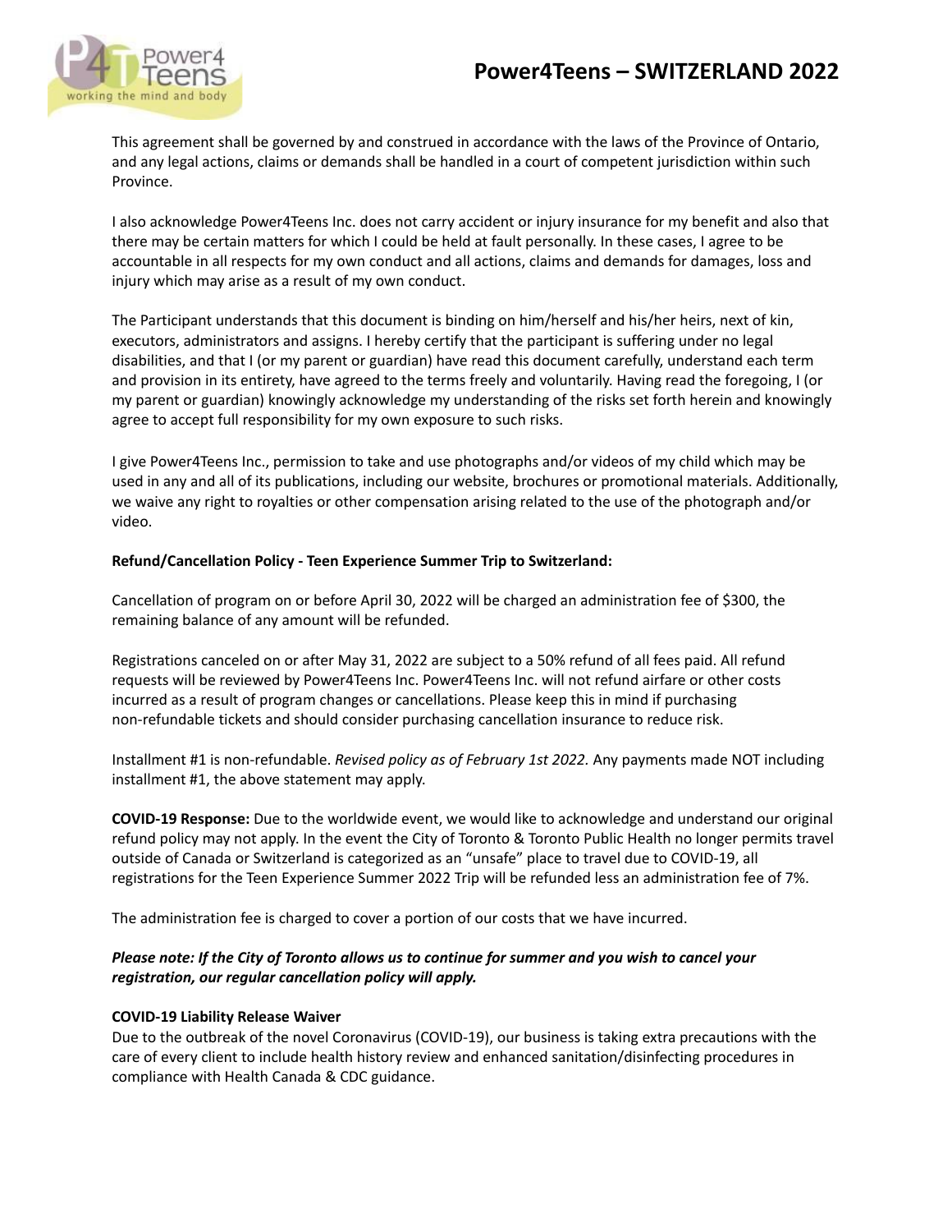This agreement shall be governed by and construed in accordance with the laws of the Province of Ontario, and any legal actions, claims or demands shall be handled in a court of competent jurisdiction within such Province.

I also acknowledge Power4Teens Inc. does not carry accident or injury insurance for my benefit and also that there may be certain matters for which I could be held at fault personally. In these cases, I agree to be accountable in all respects for my own conduct and all actions, claims and demands for damages, loss and injury which may arise as a result of my own conduct.

The Participant understands that this document is binding on him/herself and his/her heirs, next of kin, executors, administrators and assigns. I hereby certify that the participant is suffering under no legal disabilities, and that I (or my parent or guardian) have read this document carefully, understand each term and provision in its entirety, have agreed to the terms freely and voluntarily. Having read the foregoing, I (or my parent or guardian) knowingly acknowledge my understanding of the risks set forth herein and knowingly agree to accept full responsibility for my own exposure to such risks.

I give Power4Teens Inc., permission to take and use photographs and/or videos of my child which may be used in any and all of its publications, including our website, brochures or promotional materials. Additionally, we waive any right to royalties or other compensation arising related to the use of the photograph and/or video.

**Refund/Cancellation Policy - Teen Experience Summer Trip to Switzerland:**

Cancellation of program on or before April 30, 2022 will be charged an administration fee of $300, the remaining balance of any amount will be refunded.

Registrations canceled on or after May 31, 2022 are subject to a 50% refund of all fees paid. All refund requests will be reviewed by Power4Teens Inc. Power4Teens Inc. will not refund airfare or other costs incurred as a result of program changes or cancellations. Please keep this in mind if purchasing non-refundable tickets and should consider purchasing cancellation insurance to reduce risk.

Installment #1 is non-refundable. *Revised policy as of February 1st 2022.* Any payments made NOT including installment #1, the above statement may apply.

**COVID-19 Response:** Due to the worldwide event, we would like to acknowledge and understand our original refund policy may not apply. In the event the City of Toronto & Toronto Public Health no longer permits travel outside of Canada or Switzerland is categorized as an "unsafe" place to travel due to COVID-19, all registrations for the Teen Experience Summer 2022 Trip will be refunded less an administration fee of 7%.

The administration fee is charged to cover a portion of our costs that we have incurred.

***Please note: If the City of Toronto allows us to continue for summer and you wish to cancel your registration, our regular cancellation policy will apply.***

**COVID-19 Liability Release Waiver**

Due to the outbreak of the novel Coronavirus (COVID-19), our business is taking extra precautions with the care of every client to include health history review and enhanced sanitation/disinfecting procedures in compliance with Health Canada & CDC guidance.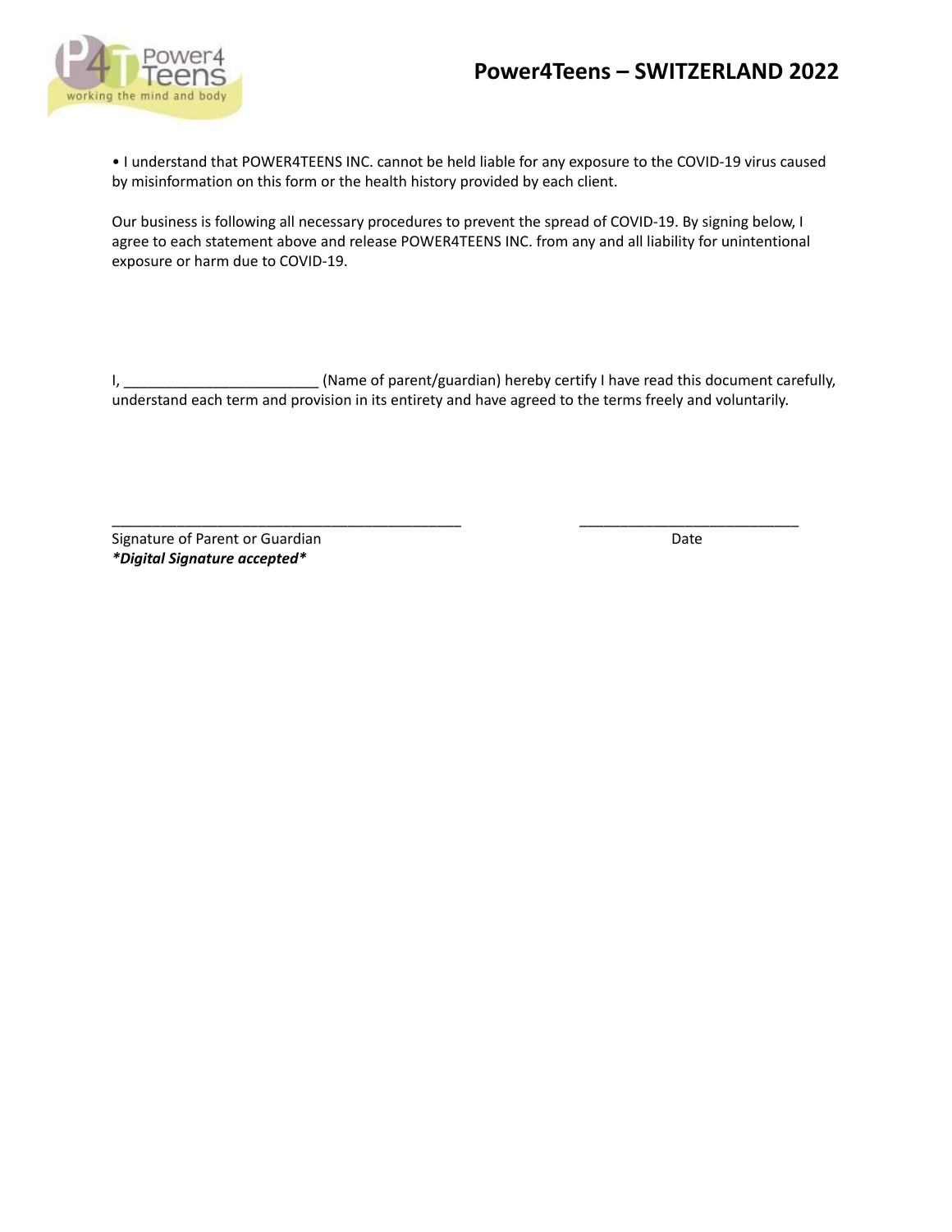- I understand that POWER4TEENS INC. cannot be held liable for any exposure to the COVID-19 virus caused by misinformation on this form or the health history provided by each client.

Our business is following all necessary procedures to prevent the spread of COVID-19. By signing below, I agree to each statement above and release POWER4TEENS INC. from any and all liability for unintentional exposure or harm due to COVID-19.

I, ________________________ (Name of parent/guardian) hereby certify I have read this document carefully, understand each term and provision in its entirety and have agreed to the terms freely and voluntarily.

____________________________________________ ____________________________

Signature of Parent or Guardian Date

***Digital Signature accepted***